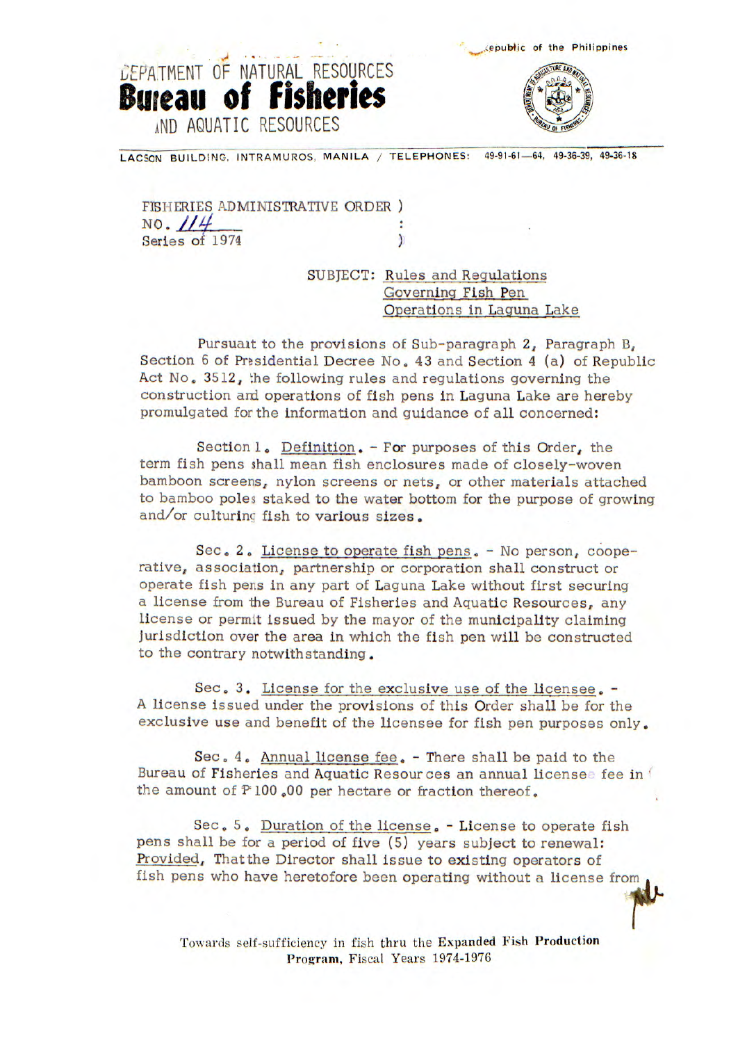Republic of the Philippines

DEPATMENT OF NATURAL RESOURCES

**Bureau of Fisheries**

AND AQUATIC RESOURCES

LACSON BUILDING, INTRAMUROS, MANILA / TELEPHONES: 49-91-61—64, 49-36-39, 49-36-18

FISHERIES ADMINISTRATIVE ORDER )
NO. 114 :
Series of 1974 )

SUBJECT: Rules and Regulations Governing Fish Pen Operations in Laguna Lake

Pursuant to the provisions of Sub-paragraph 2, Paragraph B, Section 6 of Presidential Decree No. 43 and Section 4 (a) of Republic Act No. 3512, the following rules and regulations governing the construction and operations of fish pens in Laguna Lake are hereby promulgated for the information and guidance of all concerned:

Section 1. Definition. - For purposes of this Order, the term fish pens shall mean fish enclosures made of closely-woven bamboon screens, nylon screens or nets, or other materials attached to bamboo poles staked to the water bottom for the purpose of growing and/or culturing fish to various sizes.

Sec. 2. License to operate fish pens. - No person, cooperative, association, partnership or corporation shall construct or operate fish pens in any part of Laguna Lake without first securing a license from the Bureau of Fisheries and Aquatic Resources, any license or permit issued by the mayor of the municipality claiming jurisdiction over the area in which the fish pen will be constructed to the contrary notwithstanding.

Sec. 3. License for the exclusive use of the licensee. - A license issued under the provisions of this Order shall be for the exclusive use and benefit of the licensee for fish pen purposes only.

Sec. 4. Annual license fee. - There shall be paid to the Bureau of Fisheries and Aquatic Resources an annual license fee in the amount of ₱100.00 per hectare or fraction thereof.

Sec. 5. Duration of the license. - License to operate fish pens shall be for a period of five (5) years subject to renewal: Provided, That the Director shall issue to existing operators of fish pens who have heretofore been operating without a license from

Towards self-sufficiency in fish thru the Expanded Fish Production Program, Fiscal Years 1974-1976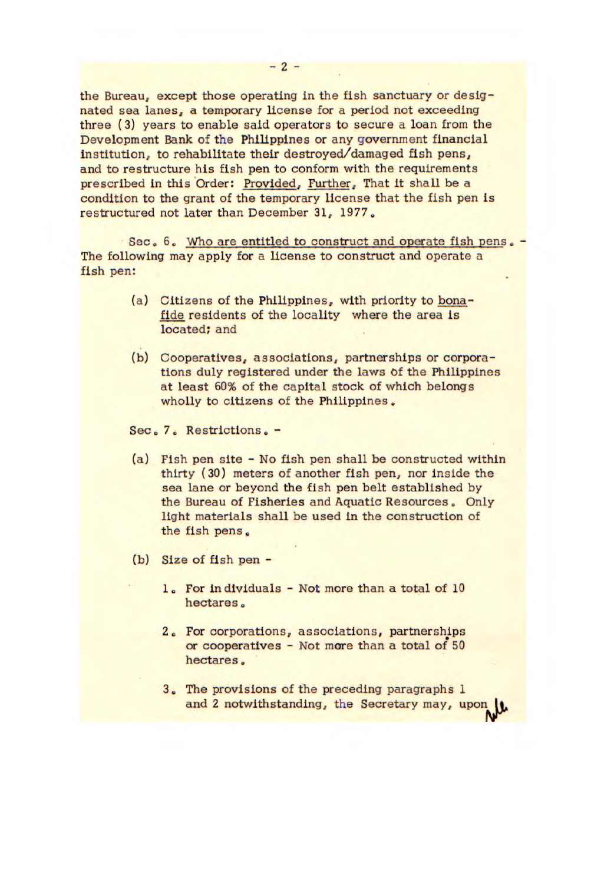the Bureau, except those operating in the fish sanctuary or designated sea lanes, a temporary license for a period not exceeding three (3) years to enable said operators to secure a loan from the Development Bank of the Philippines or any government financial institution, to rehabilitate their destroyed/damaged fish pens, and to restructure his fish pen to conform with the requirements prescribed in this Order: Provided, Further, That it shall be a condition to the grant of the temporary license that the fish pen is restructured not later than December 31, 1977.

Sec. 6. Who are entitled to construct and operate fish pens. - The following may apply for a license to construct and operate a fish pen:

(a) Citizens of the Philippines, with priority to bona-fide residents of the locality where the area is located; and

(b) Cooperatives, associations, partnerships or corporations duly registered under the laws of the Philippines at least 60% of the capital stock of which belongs wholly to citizens of the Philippines.

Sec. 7. Restrictions. -

(a) Fish pen site - No fish pen shall be constructed within thirty (30) meters of another fish pen, nor inside the sea lane or beyond the fish pen belt established by the Bureau of Fisheries and Aquatic Resources. Only light materials shall be used in the construction of the fish pens.

(b) Size of fish pen -

1. For individuals - Not more than a total of 10 hectares.

2. For corporations, associations, partnerships or cooperatives - Not more than a total of 50 hectares.

3. The provisions of the preceding paragraphs 1 and 2 notwithstanding, the Secretary may, upon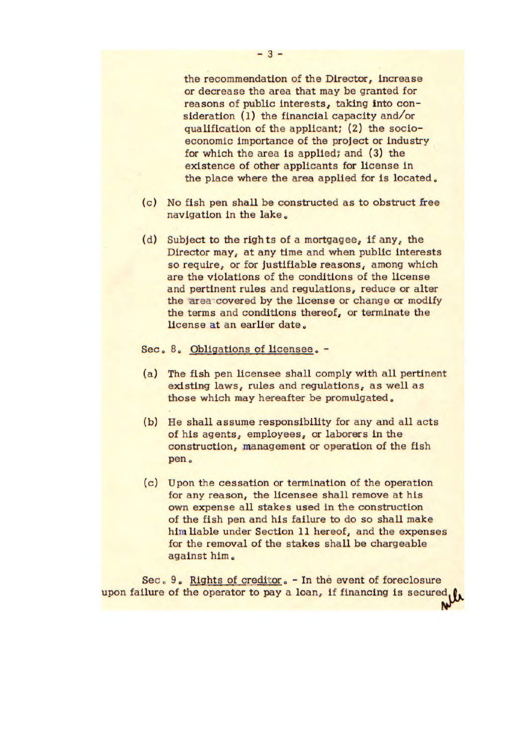the recommendation of the Director, increase or decrease the area that may be granted for reasons of public interests, taking into consideration (1) the financial capacity and/or qualification of the applicant; (2) the socio-economic importance of the project or industry for which the area is applied; and (3) the existence of other applicants for license in the place where the area applied for is located.

(c) No fish pen shall be constructed as to obstruct free navigation in the lake.

(d) Subject to the rights of a mortgagee, if any, the Director may, at any time and when public interests so require, or for justifiable reasons, among which are the violations of the conditions of the license and pertinent rules and regulations, reduce or alter the area covered by the license or change or modify the terms and conditions thereof, or terminate the license at an earlier date.

Sec. 8. Obligations of licensee. -

(a) The fish pen licensee shall comply with all pertinent existing laws, rules and regulations, as well as those which may hereafter be promulgated.

(b) He shall assume responsibility for any and all acts of his agents, employees, or laborers in the construction, management or operation of the fish pen.

(c) Upon the cessation or termination of the operation for any reason, the licensee shall remove at his own expense all stakes used in the construction of the fish pen and his failure to do so shall make him liable under Section 11 hereof, and the expenses for the removal of the stakes shall be chargeable against him.

Sec. 9. Rights of creditor. - In the event of foreclosure upon failure of the operator to pay a loan, if financing is secured,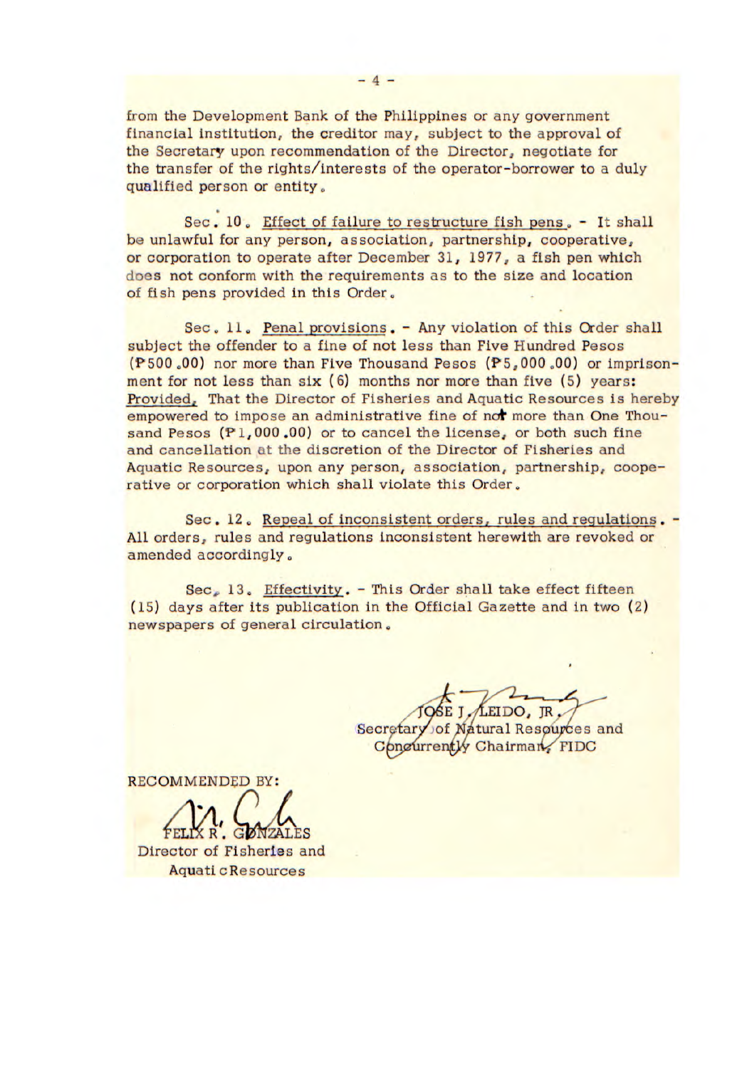from the Development Bank of the Philippines or any government financial institution, the creditor may, subject to the approval of the Secretary upon recommendation of the Director, negotiate for the transfer of the rights/interests of the operator-borrower to a duly qualified person or entity.

Sec. 10. Effect of failure to restructure fish pens. - It shall be unlawful for any person, association, partnership, cooperative, or corporation to operate after December 31, 1977, a fish pen which does not conform with the requirements as to the size and location of fish pens provided in this Order.

Sec. 11. Penal provisions. - Any violation of this Order shall subject the offender to a fine of not less than Five Hundred Pesos (P500.00) nor more than Five Thousand Pesos (P5,000.00) or imprisonment for not less than six (6) months nor more than five (5) years: Provided, That the Director of Fisheries and Aquatic Resources is hereby empowered to impose an administrative fine of not more than One Thousand Pesos (P1,000.00) or to cancel the license, or both such fine and cancellation at the discretion of the Director of Fisheries and Aquatic Resources, upon any person, association, partnership, cooperative or corporation which shall violate this Order.

Sec. 12. Repeal of inconsistent orders, rules and regulations. - All orders, rules and regulations inconsistent herewith are revoked or amended accordingly.

Sec. 13. Effectivity. - This Order shall take effect fifteen (15) days after its publication in the Official Gazette and in two (2) newspapers of general circulation.

JOSE J. LEIDO, JR.
Secretary of Natural Resources and
Concurrently Chairman, FIDC

RECOMMENDED BY:

FELIX R. GONZALES
Director of Fisheries and
Aquatic Resources